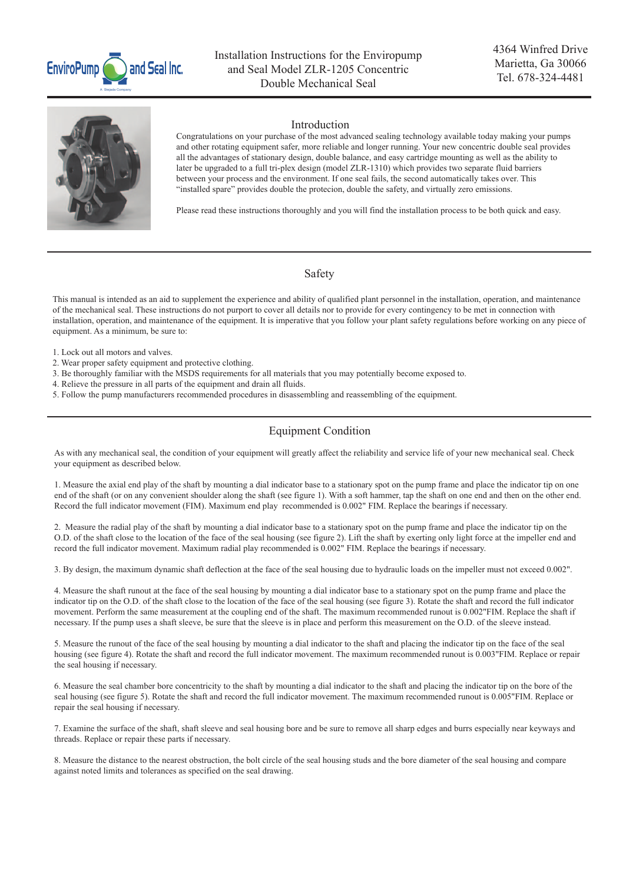EnviroPump and Seal Inc.

A Sejada Company

# Installation Instructions for the Enviropump and Seal Model ZLR-1205 Concentric Double Mechanical Seal

4364 Winfred Drive
Marietta, Ga 30066
Tel. 678-324-4481

## Introduction

Congratulations on your purchase of the most advanced sealing technology available today making your pumps and other rotating equipment safer, more reliable and longer running. Your new concentric double seal provides all the advantages of stationary design, double balance, and easy cartridge mounting as well as the ability to later be upgraded to a full tri-plex design (model ZLR-1310) which provides two separate fluid barriers between your process and the environment. If one seal fails, the second automatically takes over. This "installed spare" provides double the protecion, double the safety, and virtually zero emissions.

Please read these instructions thoroughly and you will find the installation process to be both quick and easy.

## Safety

This manual is intended as an aid to supplement the experience and ability of qualified plant personnel in the installation, operation, and maintenance of the mechanical seal. These instructions do not purport to cover all details nor to provide for every contingency to be met in connection with installation, operation, and maintenance of the equipment. It is imperative that you follow your plant safety regulations before working on any piece of equipment. As a minimum, be sure to:

1. Lock out all motors and valves.
2. Wear proper safety equipment and protective clothing.
3. Be thoroughly familiar with the MSDS requirements for all materials that you may potentially become exposed to.
4. Relieve the pressure in all parts of the equipment and drain all fluids.
5. Follow the pump manufacturers recommended procedures in disassembling and reassembling of the equipment.

## Equipment Condition

As with any mechanical seal, the condition of your equipment will greatly affect the reliability and service life of your new mechanical seal. Check your equipment as described below.

1. Measure the axial end play of the shaft by mounting a dial indicator base to a stationary spot on the pump frame and place the indicator tip on one end of the shaft (or on any convenient shoulder along the shaft (see figure 1). With a soft hammer, tap the shaft on one end and then on the other end. Record the full indicator movement (FIM). Maximum end play recommended is 0.002" FIM. Replace the bearings if necessary.

2. Measure the radial play of the shaft by mounting a dial indicator base to a stationary spot on the pump frame and place the indicator tip on the O.D. of the shaft close to the location of the face of the seal housing (see figure 2). Lift the shaft by exerting only light force at the impeller end and record the full indicator movement. Maximum radial play recommended is 0.002" FIM. Replace the bearings if necessary.

3. By design, the maximum dynamic shaft deflection at the face of the seal housing due to hydraulic loads on the impeller must not exceed 0.002".

4. Measure the shaft runout at the face of the seal housing by mounting a dial indicator base to a stationary spot on the pump frame and place the indicator tip on the O.D. of the shaft close to the location of the face of the seal housing (see figure 3). Rotate the shaft and record the full indicator movement. Perform the same measurement at the coupling end of the shaft. The maximum recommended runout is 0.002"FIM. Replace the shaft if necessary. If the pump uses a shaft sleeve, be sure that the sleeve is in place and perform this measurement on the O.D. of the sleeve instead.

5. Measure the runout of the face of the seal housing by mounting a dial indicator to the shaft and placing the indicator tip on the face of the seal housing (see figure 4). Rotate the shaft and record the full indicator movement. The maximum recommended runout is 0.003"FIM. Replace or repair the seal housing if necessary.

6. Measure the seal chamber bore concentricity to the shaft by mounting a dial indicator to the shaft and placing the indicator tip on the bore of the seal housing (see figure 5). Rotate the shaft and record the full indicator movement. The maximum recommended runout is 0.005"FIM. Replace or repair the seal housing if necessary.

7. Examine the surface of the shaft, shaft sleeve and seal housing bore and be sure to remove all sharp edges and burrs especially near keyways and threads. Replace or repair these parts if necessary.

8. Measure the distance to the nearest obstruction, the bolt circle of the seal housing studs and the bore diameter of the seal housing and compare against noted limits and tolerances as specified on the seal drawing.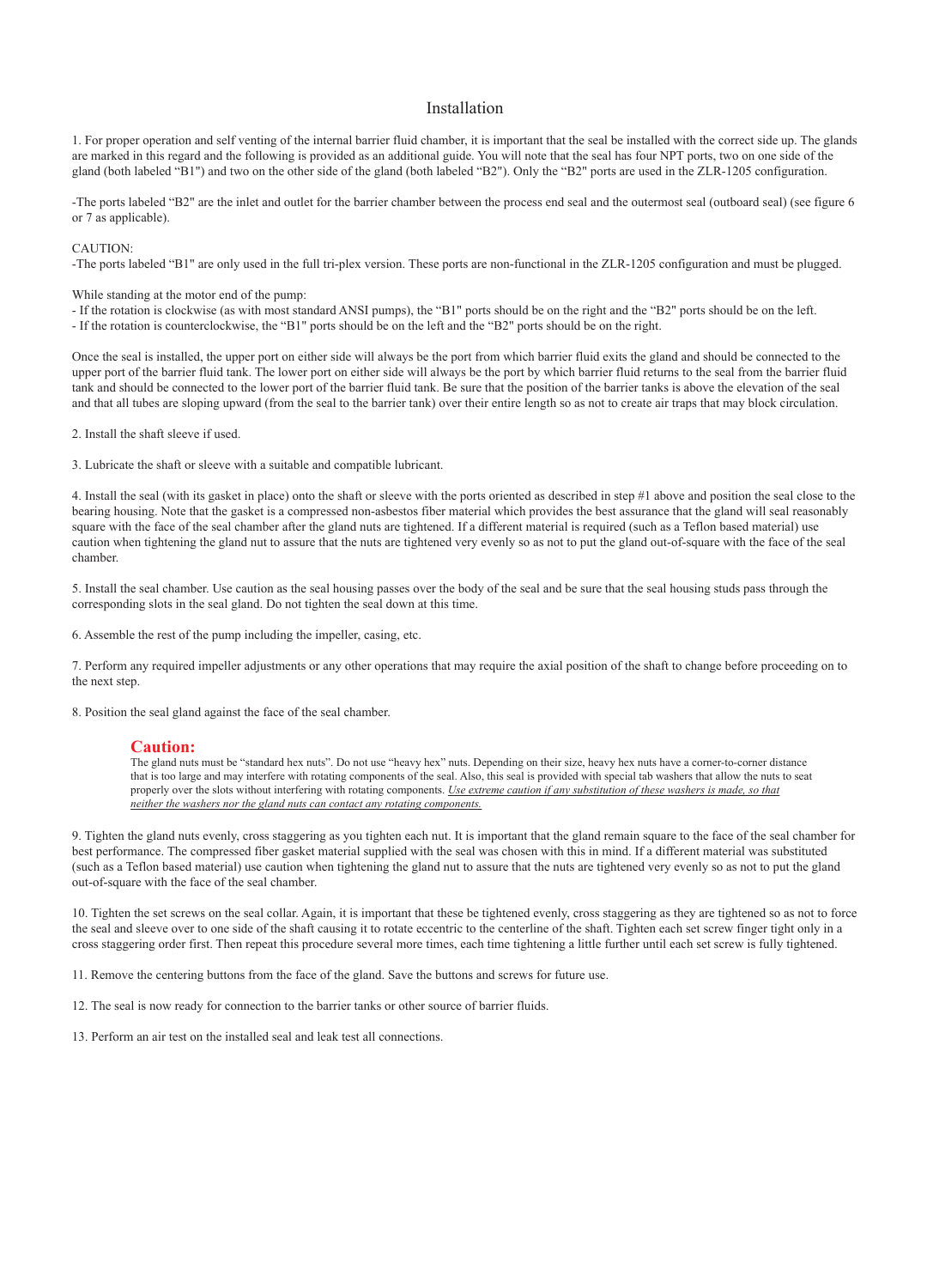# Installation

1. For proper operation and self venting of the internal barrier fluid chamber, it is important that the seal be installed with the correct side up. The glands are marked in this regard and the following is provided as an additional guide. You will note that the seal has four NPT ports, two on one side of the gland (both labeled "B1") and two on the other side of the gland (both labeled "B2"). Only the "B2" ports are used in the ZLR-1205 configuration.

-The ports labeled "B2" are the inlet and outlet for the barrier chamber between the process end seal and the outermost seal (outboard seal) (see figure 6 or 7 as applicable).

CAUTION:
-The ports labeled "B1" are only used in the full tri-plex version. These ports are non-functional in the ZLR-1205 configuration and must be plugged.

While standing at the motor end of the pump:
- If the rotation is clockwise (as with most standard ANSI pumps), the "B1" ports should be on the right and the "B2" ports should be on the left.
- If the rotation is counterclockwise, the "B1" ports should be on the left and the "B2" ports should be on the right.

Once the seal is installed, the upper port on either side will always be the port from which barrier fluid exits the gland and should be connected to the upper port of the barrier fluid tank. The lower port on either side will always be the port by which barrier fluid returns to the seal from the barrier fluid tank and should be connected to the lower port of the barrier fluid tank. Be sure that the position of the barrier tanks is above the elevation of the seal and that all tubes are sloping upward (from the seal to the barrier tank) over their entire length so as not to create air traps that may block circulation.

2. Install the shaft sleeve if used.

3. Lubricate the shaft or sleeve with a suitable and compatible lubricant.

4. Install the seal (with its gasket in place) onto the shaft or sleeve with the ports oriented as described in step #1 above and position the seal close to the bearing housing. Note that the gasket is a compressed non-asbestos fiber material which provides the best assurance that the gland will seal reasonably square with the face of the seal chamber after the gland nuts are tightened. If a different material is required (such as a Teflon based material) use caution when tightening the gland nut to assure that the nuts are tightened very evenly so as not to put the gland out-of-square with the face of the seal chamber.

5. Install the seal chamber. Use caution as the seal housing passes over the body of the seal and be sure that the seal housing studs pass through the corresponding slots in the seal gland. Do not tighten the seal down at this time.

6. Assemble the rest of the pump including the impeller, casing, etc.

7. Perform any required impeller adjustments or any other operations that may require the axial position of the shaft to change before proceeding on to the next step.

8. Position the seal gland against the face of the seal chamber.

> **Caution:**
> The gland nuts must be "standard hex nuts". Do not use "heavy hex" nuts. Depending on their size, heavy hex nuts have a corner-to-corner distance that is too large and may interfere with rotating components of the seal. Also, this seal is provided with special tab washers that allow the nuts to seat properly over the slots without interfering with rotating components. _Use extreme caution if any substitution of these washers is made, so that neither the washers nor the gland nuts can contact any rotating components._

9. Tighten the gland nuts evenly, cross staggering as you tighten each nut. It is important that the gland remain square to the face of the seal chamber for best performance. The compressed fiber gasket material supplied with the seal was chosen with this in mind. If a different material was substituted (such as a Teflon based material) use caution when tightening the gland nut to assure that the nuts are tightened very evenly so as not to put the gland out-of-square with the face of the seal chamber.

10. Tighten the set screws on the seal collar. Again, it is important that these be tightened evenly, cross staggering as they are tightened so as not to force the seal and sleeve over to one side of the shaft causing it to rotate eccentric to the centerline of the shaft. Tighten each set screw finger tight only in a cross staggering order first. Then repeat this procedure several more times, each time tightening a little further until each set screw is fully tightened.

11. Remove the centering buttons from the face of the gland. Save the buttons and screws for future use.

12. The seal is now ready for connection to the barrier tanks or other source of barrier fluids.

13. Perform an air test on the installed seal and leak test all connections.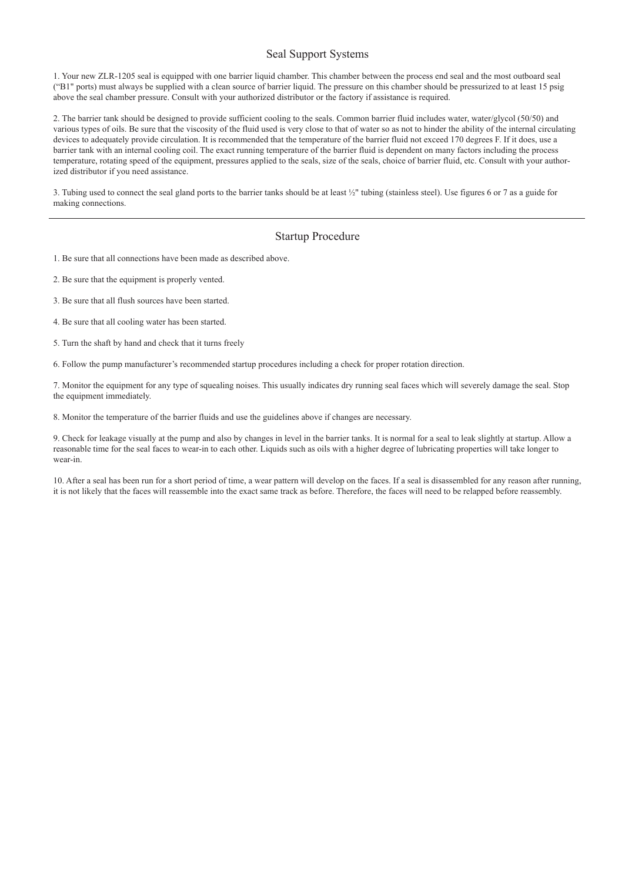## Seal Support Systems

1. Your new ZLR-1205 seal is equipped with one barrier liquid chamber. This chamber between the process end seal and the most outboard seal (“B1" ports) must always be supplied with a clean source of barrier liquid. The pressure on this chamber should be pressurized to at least 15 psig above the seal chamber pressure. Consult with your authorized distributor or the factory if assistance is required.

2. The barrier tank should be designed to provide sufficient cooling to the seals. Common barrier fluid includes water, water/glycol (50/50) and various types of oils. Be sure that the viscosity of the fluid used is very close to that of water so as not to hinder the ability of the internal circulating devices to adequately provide circulation. It is recommended that the temperature of the barrier fluid not exceed 170 degrees F. If it does, use a barrier tank with an internal cooling coil. The exact running temperature of the barrier fluid is dependent on many factors including the process temperature, rotating speed of the equipment, pressures applied to the seals, size of the seals, choice of barrier fluid, etc. Consult with your authorized distributor if you need assistance.

3. Tubing used to connect the seal gland ports to the barrier tanks should be at least ½" tubing (stainless steel). Use figures 6 or 7 as a guide for making connections.

---

## Startup Procedure

1. Be sure that all connections have been made as described above.

2. Be sure that the equipment is properly vented.

3. Be sure that all flush sources have been started.

4. Be sure that all cooling water has been started.

5. Turn the shaft by hand and check that it turns freely

6. Follow the pump manufacturer’s recommended startup procedures including a check for proper rotation direction.

7. Monitor the equipment for any type of squealing noises. This usually indicates dry running seal faces which will severely damage the seal. Stop the equipment immediately.

8. Monitor the temperature of the barrier fluids and use the guidelines above if changes are necessary.

9. Check for leakage visually at the pump and also by changes in level in the barrier tanks. It is normal for a seal to leak slightly at startup. Allow a reasonable time for the seal faces to wear-in to each other. Liquids such as oils with a higher degree of lubricating properties will take longer to wear-in.

10. After a seal has been run for a short period of time, a wear pattern will develop on the faces. If a seal is disassembled for any reason after running, it is not likely that the faces will reassemble into the exact same track as before. Therefore, the faces will need to be relapped before reassembly.